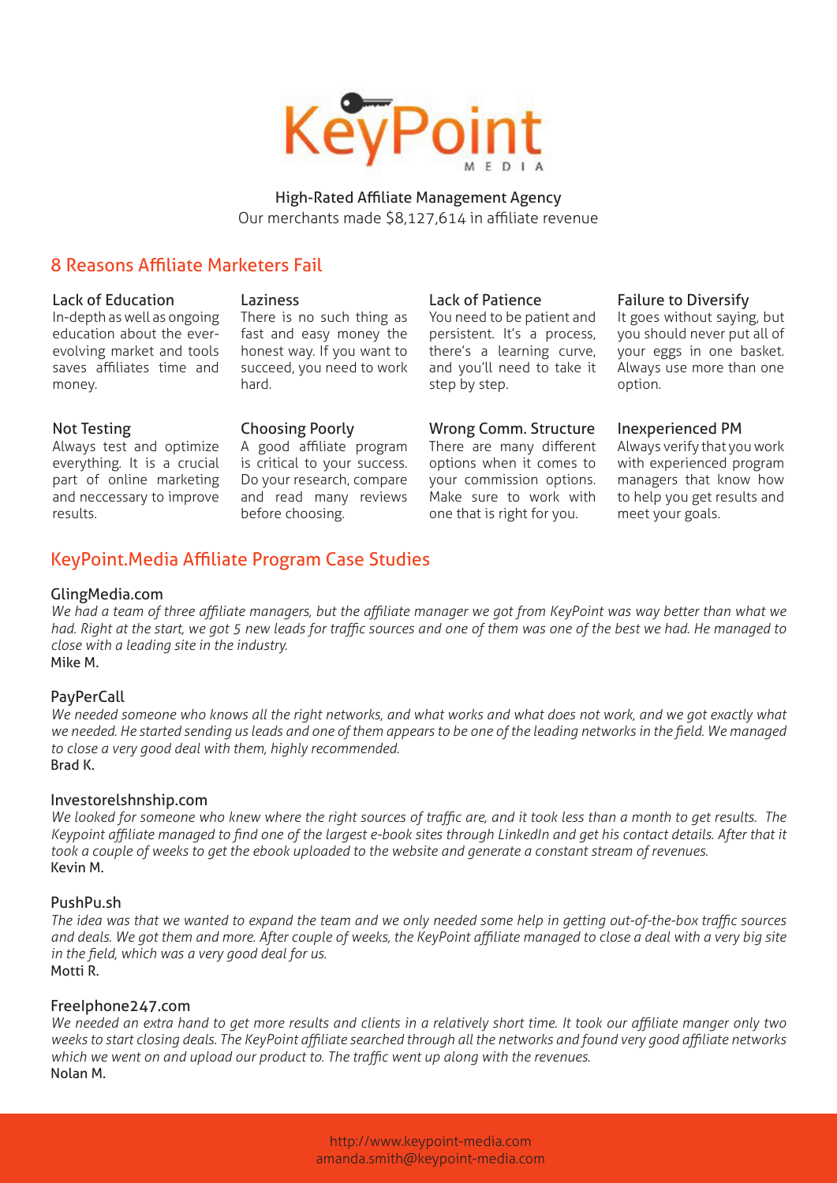# KeyPoint MEDIA

High-Rated Affiliate Management Agency

Our merchants made $8,127,614 in affiliate revenue

## 8 Reasons Affiliate Marketers Fail

### Lack of Education
In-depth as well as ongoing education about the ever-evolving market and tools saves affiliates time and money.

### Laziness
There is no such thing as fast and easy money the honest way. If you want to succeed, you need to work hard.

### Lack of Patience
You need to be patient and persistent. It's a process, there's a learning curve, and you'll need to take it step by step.

### Failure to Diversify
It goes without saying, but you should never put all of your eggs in one basket. Always use more than one option.

### Not Testing
Always test and optimize everything. It is a crucial part of online marketing and neccessary to improve results.

### Choosing Poorly
A good affiliate program is critical to your success. Do your research, compare and read many reviews before choosing.

### Wrong Comm. Structure
There are many different options when it comes to your commission options. Make sure to work with one that is right for you.

### Inexperienced PM
Always verify that you work with experienced program managers that know how to help you get results and meet your goals.

## KeyPoint.Media Affiliate Program Case Studies

### GlingMedia.com
*We had a team of three affiliate managers, but the affiliate manager we got from KeyPoint was way better than what we had. Right at the start, we got 5 new leads for traffic sources and one of them was one of the best we had. He managed to close with a leading site in the industry.*

Mike M.

### PayPerCall
*We needed someone who knows all the right networks, and what works and what does not work, and we got exactly what we needed. He started sending us leads and one of them appears to be one of the leading networks in the field. We managed to close a very good deal with them, highly recommended.*

Brad K.

### Investorelshnship.com
*We looked for someone who knew where the right sources of traffic are, and it took less than a month to get results. The Keypoint affiliate managed to find one of the largest e-book sites through LinkedIn and get his contact details. After that it took a couple of weeks to get the ebook uploaded to the website and generate a constant stream of revenues.*

Kevin M.

### PushPu.sh
*The idea was that we wanted to expand the team and we only needed some help in getting out-of-the-box traffic sources and deals. We got them and more. After couple of weeks, the KeyPoint affiliate managed to close a deal with a very big site in the field, which was a very good deal for us.*

Motti R.

### Freelphone247.com
*We needed an extra hand to get more results and clients in a relatively short time. It took our affiliate manger only two weeks to start closing deals. The KeyPoint affiliate searched through all the networks and found very good affiliate networks which we went on and upload our product to. The traffic went up along with the revenues.*

Nolan M.

http://www.keypoint-media.com
amanda.smith@keypoint-media.com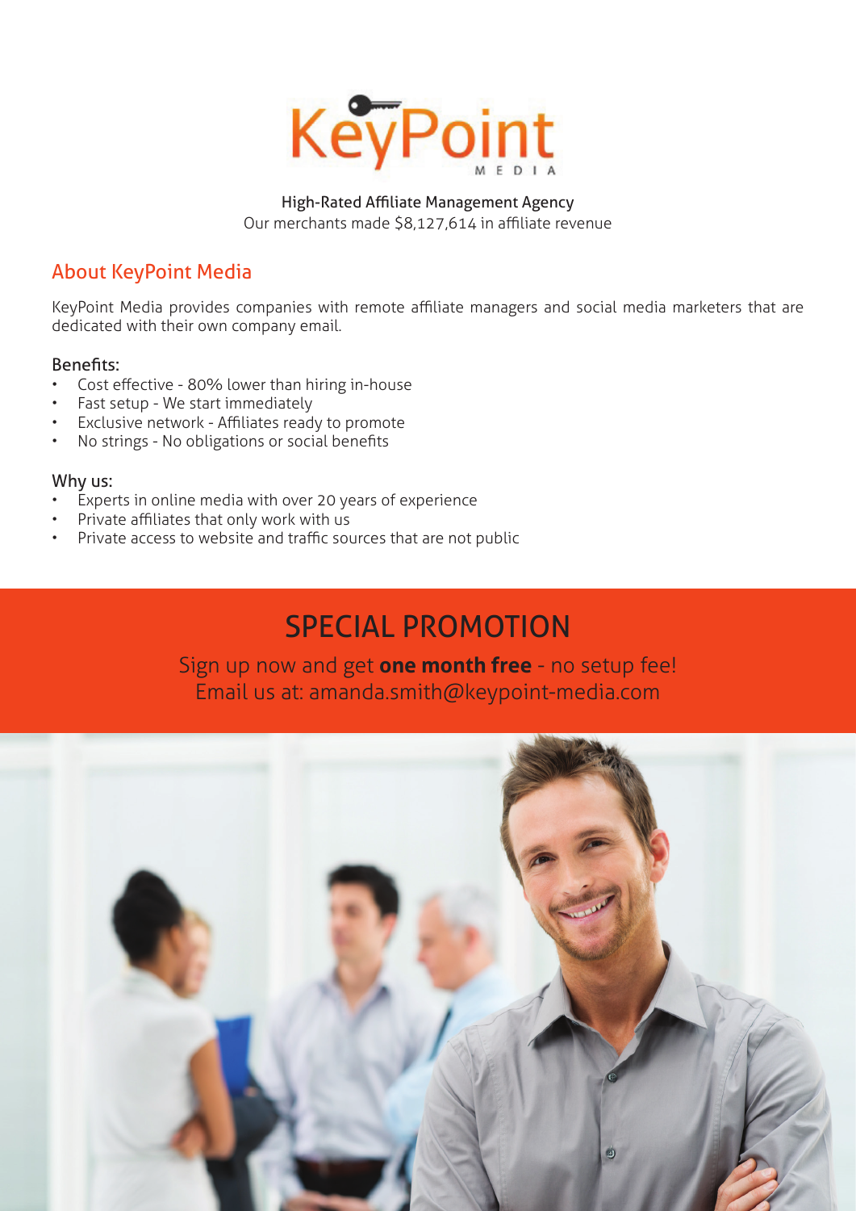# KeyPoint Media

High-Rated Affiliate Management Agency
Our merchants made $8,127,614 in affiliate revenue

## About KeyPoint Media

KeyPoint Media provides companies with remote affiliate managers and social media marketers that are dedicated with their own company email.

### Benefits:

- Cost effective - 80% lower than hiring in-house
- Fast setup - We start immediately
- Exclusive network - Affiliates ready to promote
- No strings - No obligations or social benefits

### Why us:

- Experts in online media with over 20 years of experience
- Private affiliates that only work with us
- Private access to website and traffic sources that are not public

## SPECIAL PROMOTION

Sign up now and get **one month free** - no setup fee!
Email us at: amanda.smith@keypoint-media.com